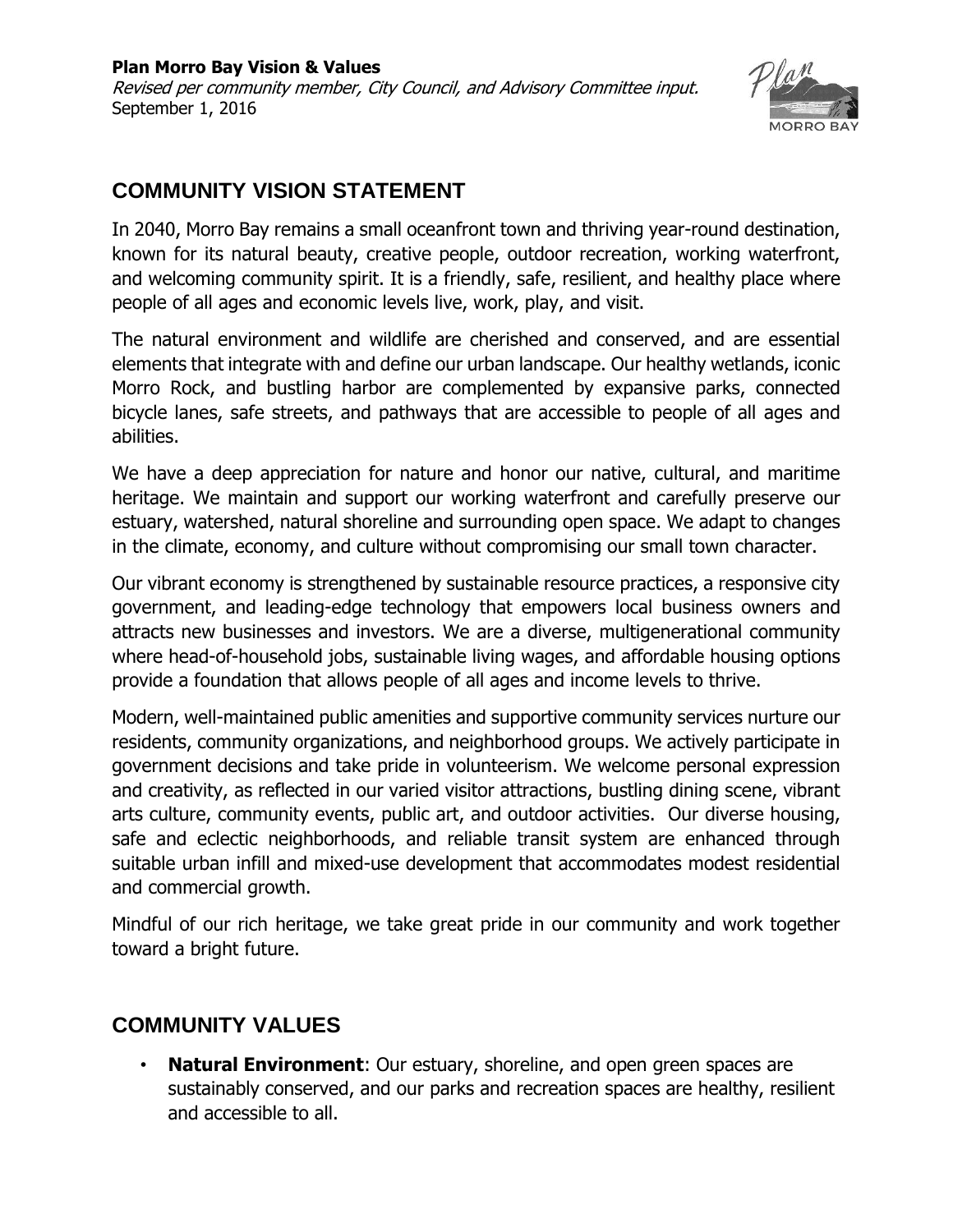**Plan Morro Bay Vision & Values**
*Revised per community member, City Council, and Advisory Committee input.*
September 1, 2016

## COMMUNITY VISION STATEMENT

In 2040, Morro Bay remains a small oceanfront town and thriving year-round destination, known for its natural beauty, creative people, outdoor recreation, working waterfront, and welcoming community spirit. It is a friendly, safe, resilient, and healthy place where people of all ages and economic levels live, work, play, and visit.

The natural environment and wildlife are cherished and conserved, and are essential elements that integrate with and define our urban landscape. Our healthy wetlands, iconic Morro Rock, and bustling harbor are complemented by expansive parks, connected bicycle lanes, safe streets, and pathways that are accessible to people of all ages and abilities.

We have a deep appreciation for nature and honor our native, cultural, and maritime heritage. We maintain and support our working waterfront and carefully preserve our estuary, watershed, natural shoreline and surrounding open space. We adapt to changes in the climate, economy, and culture without compromising our small town character.

Our vibrant economy is strengthened by sustainable resource practices, a responsive city government, and leading-edge technology that empowers local business owners and attracts new businesses and investors. We are a diverse, multigenerational community where head-of-household jobs, sustainable living wages, and affordable housing options provide a foundation that allows people of all ages and income levels to thrive.

Modern, well-maintained public amenities and supportive community services nurture our residents, community organizations, and neighborhood groups. We actively participate in government decisions and take pride in volunteerism. We welcome personal expression and creativity, as reflected in our varied visitor attractions, bustling dining scene, vibrant arts culture, community events, public art, and outdoor activities. Our diverse housing, safe and eclectic neighborhoods, and reliable transit system are enhanced through suitable urban infill and mixed-use development that accommodates modest residential and commercial growth.

Mindful of our rich heritage, we take great pride in our community and work together toward a bright future.

## COMMUNITY VALUES

- **Natural Environment**: Our estuary, shoreline, and open green spaces are sustainably conserved, and our parks and recreation spaces are healthy, resilient and accessible to all.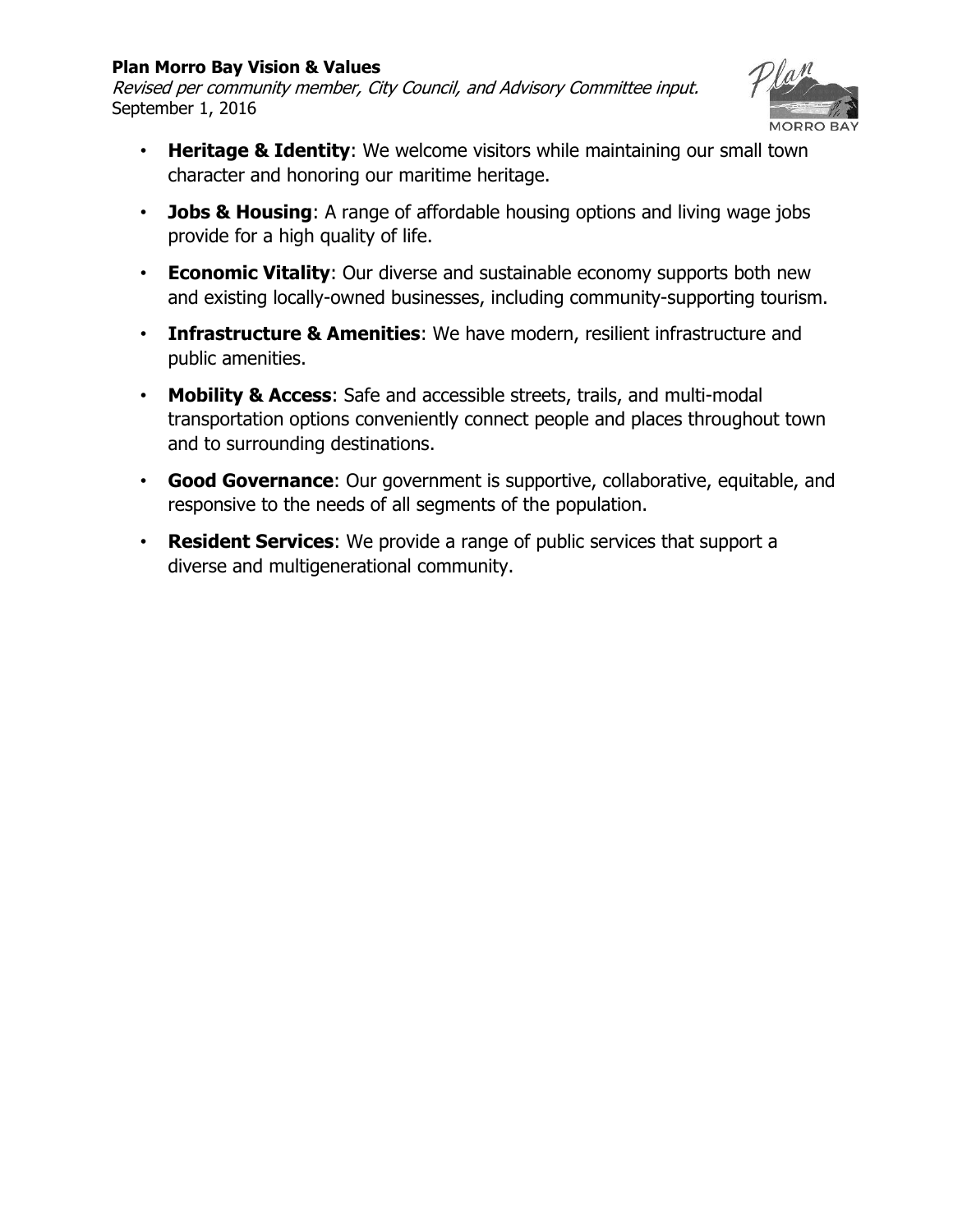- **Heritage & Identity**: We welcome visitors while maintaining our small town character and honoring our maritime heritage.
- **Jobs & Housing**: A range of affordable housing options and living wage jobs provide for a high quality of life.
- **Economic Vitality**: Our diverse and sustainable economy supports both new and existing locally-owned businesses, including community-supporting tourism.
- **Infrastructure & Amenities**: We have modern, resilient infrastructure and public amenities.
- **Mobility & Access**: Safe and accessible streets, trails, and multi-modal transportation options conveniently connect people and places throughout town and to surrounding destinations.
- **Good Governance**: Our government is supportive, collaborative, equitable, and responsive to the needs of all segments of the population.
- **Resident Services**: We provide a range of public services that support a diverse and multigenerational community.